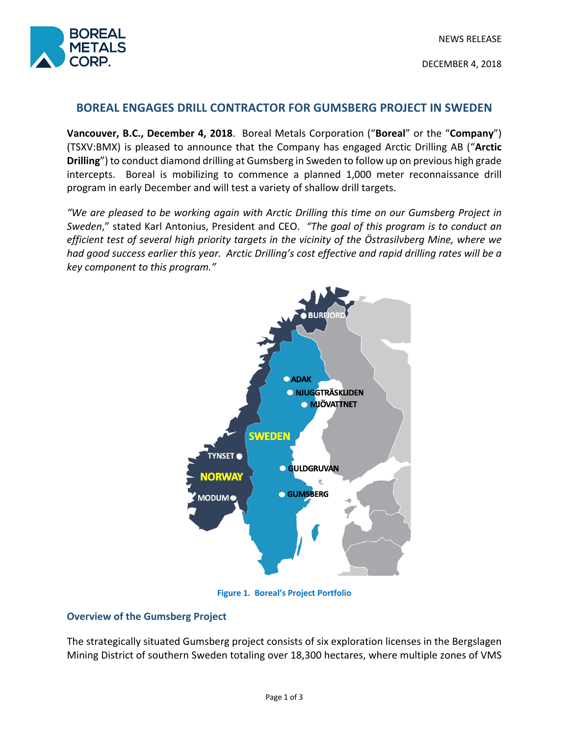NEWS RELEASE

DECEMBER 4, 2018

# BOREAL ENGAGES DRILL CONTRACTOR FOR GUMSBERG PROJECT IN SWEDEN

**Vancouver, B.C., December 4, 2018**. Boreal Metals Corporation ("**Boreal**" or the "**Company**") (TSXV:BMX) is pleased to announce that the Company has engaged Arctic Drilling AB ("**Arctic Drilling**") to conduct diamond drilling at Gumsberg in Sweden to follow up on previous high grade intercepts. Boreal is mobilizing to commence a planned 1,000 meter reconnaissance drill program in early December and will test a variety of shallow drill targets.

*"We are pleased to be working again with Arctic Drilling this time on our Gumsberg Project in Sweden*," stated Karl Antonius, President and CEO. *"The goal of this program is to conduct an efficient test of several high priority targets in the vicinity of the Östrasilvberg Mine, where we had good success earlier this year. Arctic Drilling's cost effective and rapid drilling rates will be a key component to this program."*

BURFJORD
ADAK
NJUGGTRÄSKLIDEN
MJÖVATTNET
SWEDEN
TYNSET
NORWAY
GULDGRUVAN
GUMSBERG
MODUM

**Figure 1. Boreal's Project Portfolio**

## Overview of the Gumsberg Project

The strategically situated Gumsberg project consists of six exploration licenses in the Bergslagen Mining District of southern Sweden totaling over 18,300 hectares, where multiple zones of VMS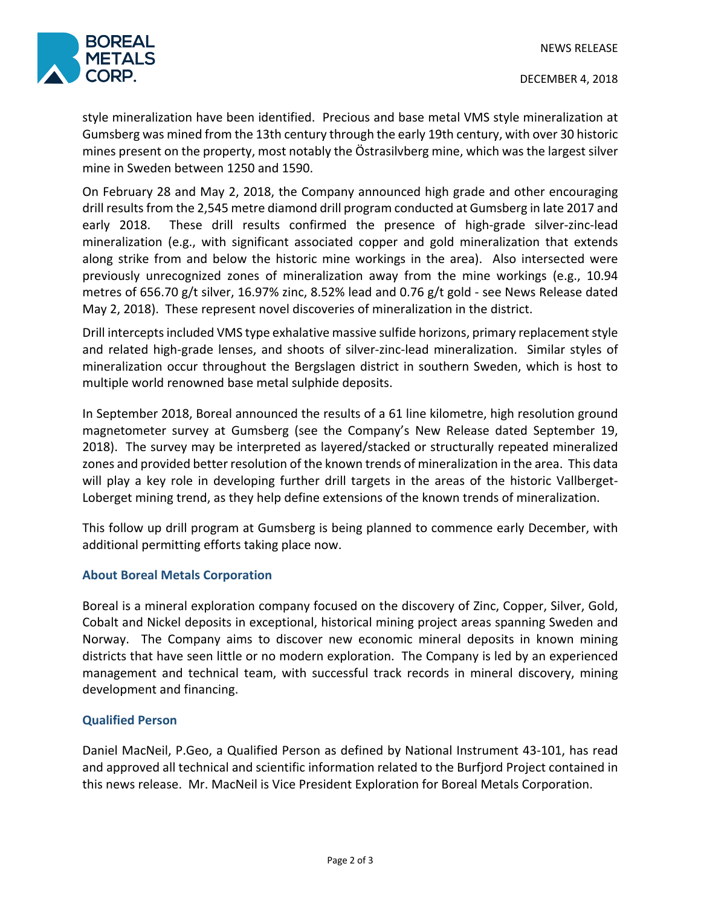style mineralization have been identified. Precious and base metal VMS style mineralization at Gumsberg was mined from the 13th century through the early 19th century, with over 30 historic mines present on the property, most notably the Östrasilvberg mine, which was the largest silver mine in Sweden between 1250 and 1590.

On February 28 and May 2, 2018, the Company announced high grade and other encouraging drill results from the 2,545 metre diamond drill program conducted at Gumsberg in late 2017 and early 2018. These drill results confirmed the presence of high-grade silver-zinc-lead mineralization (e.g., with significant associated copper and gold mineralization that extends along strike from and below the historic mine workings in the area). Also intersected were previously unrecognized zones of mineralization away from the mine workings (e.g., 10.94 metres of 656.70 g/t silver, 16.97% zinc, 8.52% lead and 0.76 g/t gold - see News Release dated May 2, 2018). These represent novel discoveries of mineralization in the district.

Drill intercepts included VMS type exhalative massive sulfide horizons, primary replacement style and related high-grade lenses, and shoots of silver-zinc-lead mineralization. Similar styles of mineralization occur throughout the Bergslagen district in southern Sweden, which is host to multiple world renowned base metal sulphide deposits.

In September 2018, Boreal announced the results of a 61 line kilometre, high resolution ground magnetometer survey at Gumsberg (see the Company's New Release dated September 19, 2018). The survey may be interpreted as layered/stacked or structurally repeated mineralized zones and provided better resolution of the known trends of mineralization in the area. This data will play a key role in developing further drill targets in the areas of the historic Vallberget-Loberget mining trend, as they help define extensions of the known trends of mineralization.

This follow up drill program at Gumsberg is being planned to commence early December, with additional permitting efforts taking place now.

## About Boreal Metals Corporation

Boreal is a mineral exploration company focused on the discovery of Zinc, Copper, Silver, Gold, Cobalt and Nickel deposits in exceptional, historical mining project areas spanning Sweden and Norway. The Company aims to discover new economic mineral deposits in known mining districts that have seen little or no modern exploration. The Company is led by an experienced management and technical team, with successful track records in mineral discovery, mining development and financing.

## Qualified Person

Daniel MacNeil, P.Geo, a Qualified Person as defined by National Instrument 43-101, has read and approved all technical and scientific information related to the Burfjord Project contained in this news release. Mr. MacNeil is Vice President Exploration for Boreal Metals Corporation.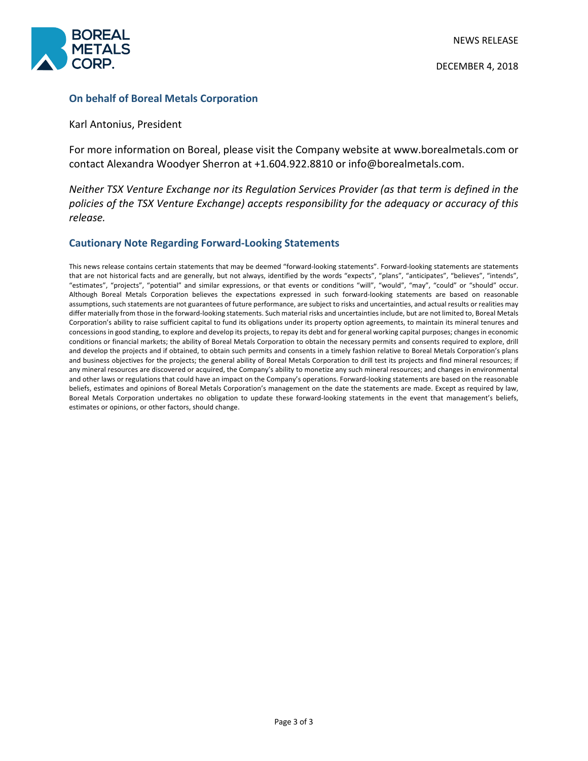## On behalf of Boreal Metals Corporation

Karl Antonius, President

For more information on Boreal, please visit the Company website at www.borealmetals.com or contact Alexandra Woodyer Sherron at +1.604.922.8810 or info@borealmetals.com.

*Neither TSX Venture Exchange nor its Regulation Services Provider (as that term is defined in the policies of the TSX Venture Exchange) accepts responsibility for the adequacy or accuracy of this release.*

## Cautionary Note Regarding Forward-Looking Statements

This news release contains certain statements that may be deemed "forward-looking statements". Forward-looking statements are statements that are not historical facts and are generally, but not always, identified by the words "expects", "plans", "anticipates", "believes", "intends", "estimates", "projects", "potential" and similar expressions, or that events or conditions "will", "would", "may", "could" or "should" occur. Although Boreal Metals Corporation believes the expectations expressed in such forward-looking statements are based on reasonable assumptions, such statements are not guarantees of future performance, are subject to risks and uncertainties, and actual results or realities may differ materially from those in the forward-looking statements. Such material risks and uncertainties include, but are not limited to, Boreal Metals Corporation's ability to raise sufficient capital to fund its obligations under its property option agreements, to maintain its mineral tenures and concessions in good standing, to explore and develop its projects, to repay its debt and for general working capital purposes; changes in economic conditions or financial markets; the ability of Boreal Metals Corporation to obtain the necessary permits and consents required to explore, drill and develop the projects and if obtained, to obtain such permits and consents in a timely fashion relative to Boreal Metals Corporation's plans and business objectives for the projects; the general ability of Boreal Metals Corporation to drill test its projects and find mineral resources; if any mineral resources are discovered or acquired, the Company's ability to monetize any such mineral resources; and changes in environmental and other laws or regulations that could have an impact on the Company's operations. Forward-looking statements are based on the reasonable beliefs, estimates and opinions of Boreal Metals Corporation's management on the date the statements are made. Except as required by law, Boreal Metals Corporation undertakes no obligation to update these forward-looking statements in the event that management's beliefs, estimates or opinions, or other factors, should change.